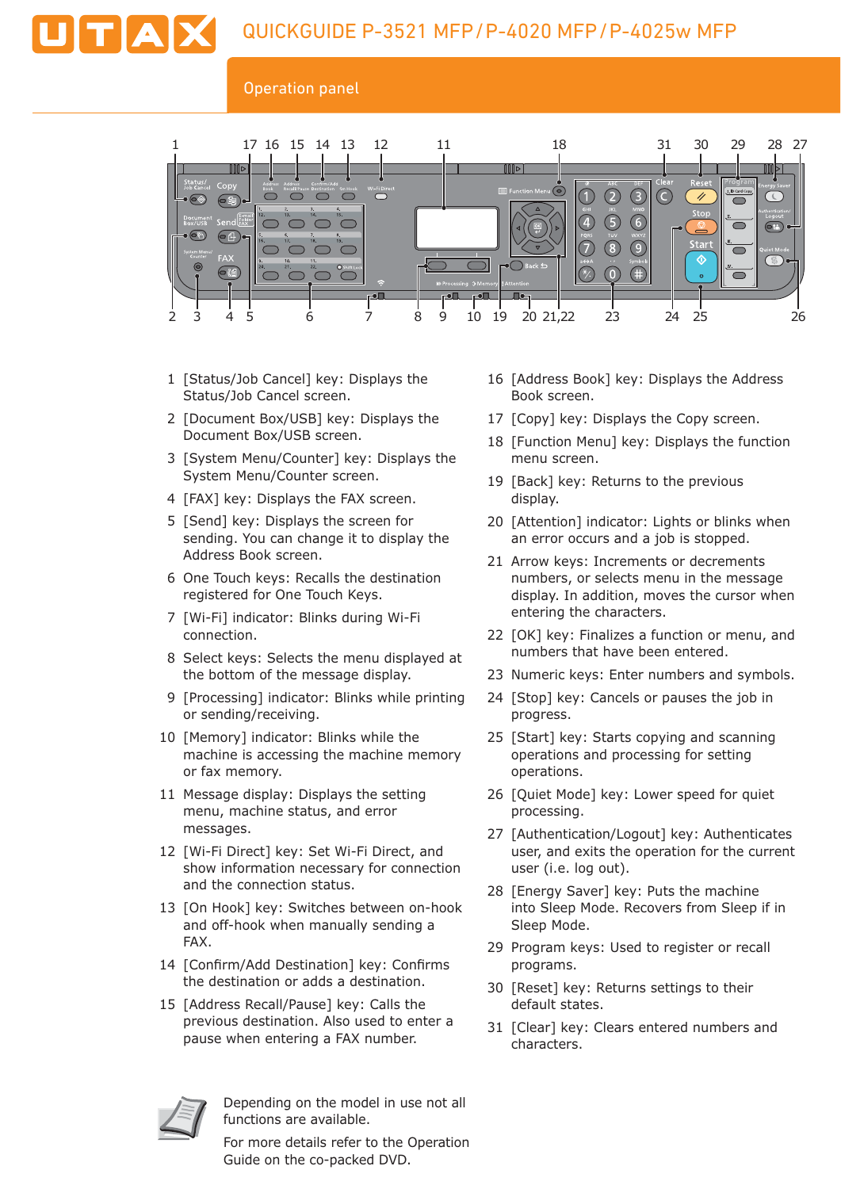# QUICKGUIDE P-3521 MFP / P-4020 MFP / P-4025w MFP

## Operation panel

1. [Status/Job Cancel] key: Displays the Status/Job Cancel screen.
2. [Document Box/USB] key: Displays the Document Box/USB screen.
3. [System Menu/Counter] key: Displays the System Menu/Counter screen.
4. [FAX] key: Displays the FAX screen.
5. [Send] key: Displays the screen for sending. You can change it to display the Address Book screen.
6. One Touch keys: Recalls the destination registered for One Touch Keys.
7. [Wi-Fi] indicator: Blinks during Wi-Fi connection.
8. Select keys: Selects the menu displayed at the bottom of the message display.
9. [Processing] indicator: Blinks while printing or sending/receiving.
10. [Memory] indicator: Blinks while the machine is accessing the machine memory or fax memory.
11. Message display: Displays the setting menu, machine status, and error messages.
12. [Wi-Fi Direct] key: Set Wi-Fi Direct, and show information necessary for connection and the connection status.
13. [On Hook] key: Switches between on-hook and off-hook when manually sending a FAX.
14. [Confirm/Add Destination] key: Confirms the destination or adds a destination.
15. [Address Recall/Pause] key: Calls the previous destination. Also used to enter a pause when entering a FAX number.
16. [Address Book] key: Displays the Address Book screen.
17. [Copy] key: Displays the Copy screen.
18. [Function Menu] key: Displays the function menu screen.
19. [Back] key: Returns to the previous display.
20. [Attention] indicator: Lights or blinks when an error occurs and a job is stopped.
21. Arrow keys: Increments or decrements numbers, or selects menu in the message display. In addition, moves the cursor when entering the characters.
22. [OK] key: Finalizes a function or menu, and numbers that have been entered.
23. Numeric keys: Enter numbers and symbols.
24. [Stop] key: Cancels or pauses the job in progress.
25. [Start] key: Starts copying and scanning operations and processing for setting operations.
26. [Quiet Mode] key: Lower speed for quiet processing.
27. [Authentication/Logout] key: Authenticates user, and exits the operation for the current user (i.e. log out).
28. [Energy Saver] key: Puts the machine into Sleep Mode. Recovers from Sleep if in Sleep Mode.
29. Program keys: Used to register or recall programs.
30. [Reset] key: Returns settings to their default states.
31. [Clear] key: Clears entered numbers and characters.

Depending on the model in use not all functions are available.

For more details refer to the Operation Guide on the co-packed DVD.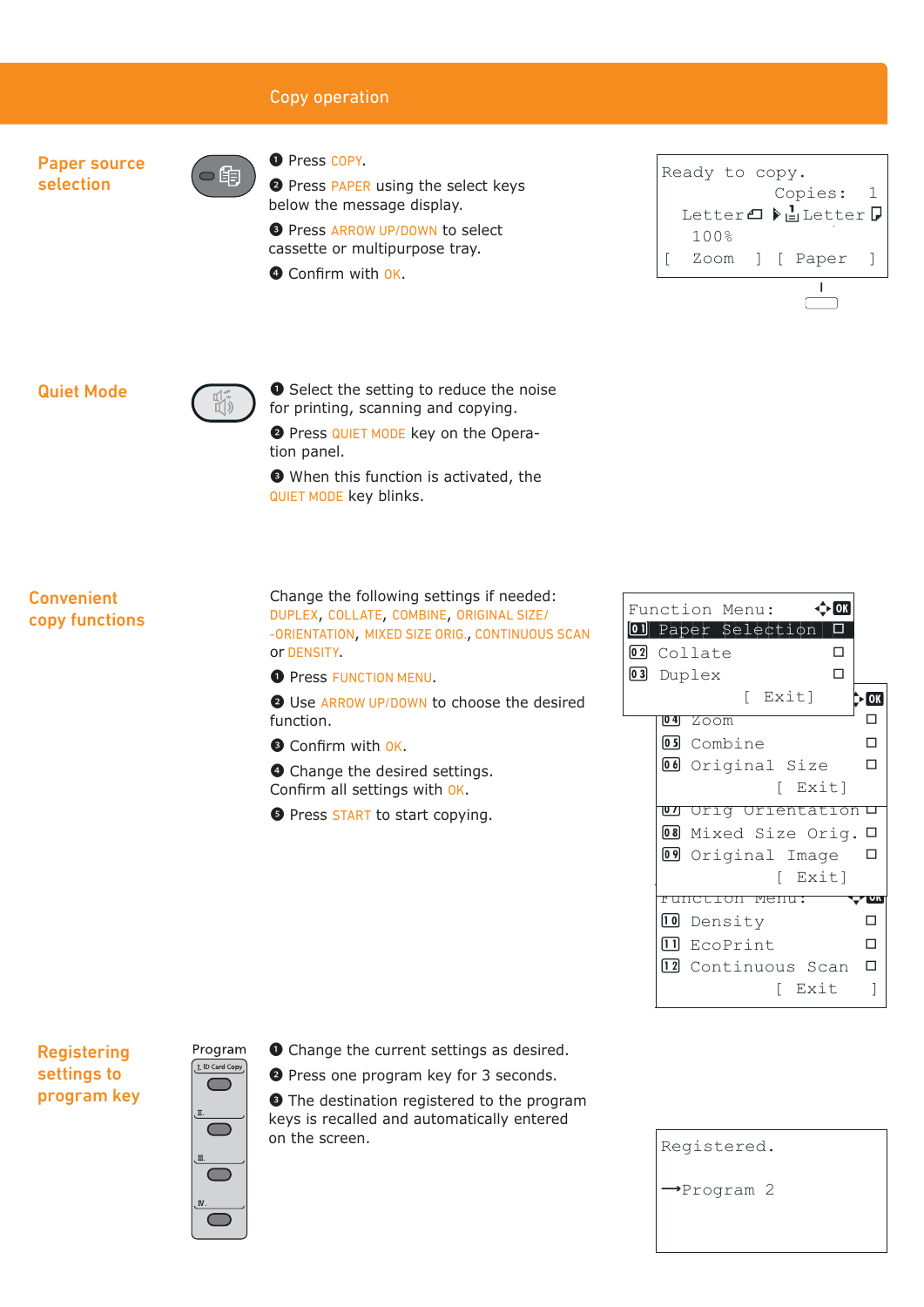## Copy operation

### Paper source selection

1. Press COPY.
2. Press PAPER using the select keys below the message display.
3. Press ARROW UP/DOWN to select cassette or multipurpose tray.
4. Confirm with OK.

```
Ready to copy.
          Copies:  1
  Letter    Letter
  100%
[  Zoom  ] [ Paper  ]
```

### Quiet Mode

1. Select the setting to reduce the noise for printing, scanning and copying.
2. Press QUIET MODE key on the Operation panel.
3. When this function is activated, the QUIET MODE key blinks.

### Convenient copy functions

Change the following settings if needed: DUPLEX, COLLATE, COMBINE, ORIGINAL SIZE/-ORIENTATION, MIXED SIZE ORIG., CONTINUOUS SCAN or DENSITY.

1. Press FUNCTION MENU.
2. Use ARROW UP/DOWN to choose the desired function.
3. Confirm with OK.
4. Change the desired settings. Confirm all settings with OK.
5. Press START to start copying.

```
Function Menu:
01 Paper Selection
02 Collate
03 Duplex
            [ Exit]
04 Zoom
05 Combine
06 Original Size
            [ Exit]
07 Orig Orientation
08 Mixed Size Orig.
09 Original Image
            [ Exit]
Function Menu:
10 Density
11 EcoPrint
12 Continuous Scan
            [ Exit  ]
```

### Registering settings to program key

Program: I. ID Card Copy, II., III., IV.

1. Change the current settings as desired.
2. Press one program key for 3 seconds.
3. The destination registered to the program keys is recalled and automatically entered on the screen.

```
Registered.

→Program 2
```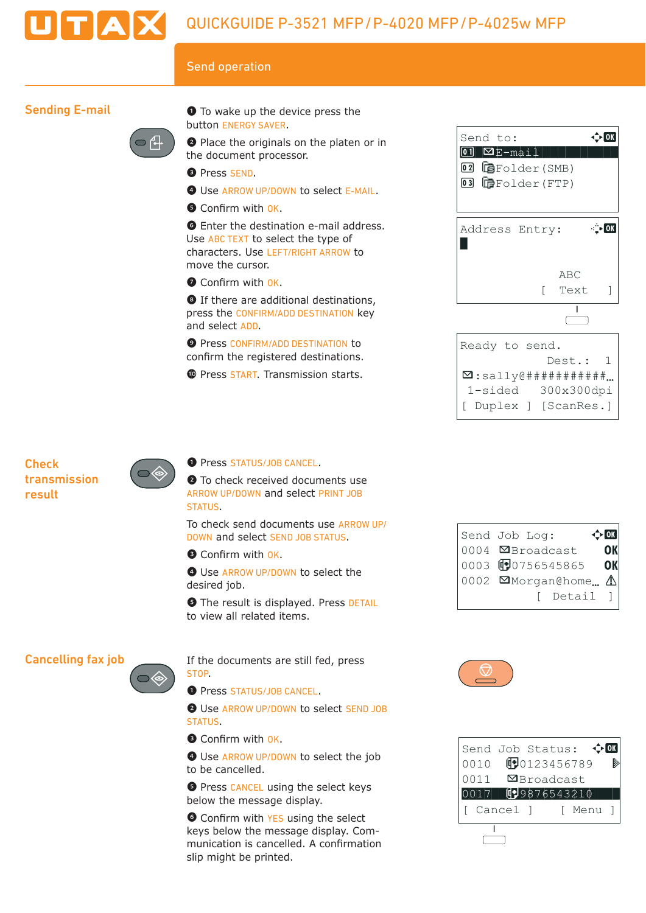# QUICKGUIDE P-3521 MFP / P-4020 MFP / P-4025w MFP

## Send operation

### Sending E-mail

1. To wake up the device press the button ENERGY SAVER.
2. Place the originals on the platen or in the document processor.
3. Press SEND.
4. Use ARROW UP/DOWN to select E-MAIL.
5. Confirm with OK.
6. Enter the destination e-mail address. Use ABC TEXT to select the type of characters. Use LEFT/RIGHT ARROW to move the cursor.
7. Confirm with OK.
8. If there are additional destinations, press the CONFIRM/ADD DESTINATION key and select ADD.
9. Press CONFIRM/ADD DESTINATION to confirm the registered destinations.
10. Press START. Transmission starts.

```
Send to:
01 E-mail
02 Folder(SMB)
03 Folder(FTP)
```

```
Address Entry:

           ABC
      [  Text   ]
```

```
Ready to send.
          Dest.:   1
:sally@###########…
 1-sided   300x300dpi
[ Duplex ] [ScanRes.]
```

### Check transmission result

1. Press STATUS/JOB CANCEL.
2. To check received documents use ARROW UP/DOWN and select PRINT JOB STATUS.

To check send documents use ARROW UP/DOWN and select SEND JOB STATUS.

3. Confirm with OK.
4. Use ARROW UP/DOWN to select the desired job.
5. The result is displayed. Press DETAIL to view all related items.

```
Send Job Log:
0004  Broadcast      OK
0003  0756545865     OK
0002  Morgan@home…   ⚠
          [  Detail  ]
```

### Cancelling fax job

If the documents are still fed, press STOP.

1. Press STATUS/JOB CANCEL.
2. Use ARROW UP/DOWN to select SEND JOB STATUS.
3. Confirm with OK.
4. Use ARROW UP/DOWN to select the job to be cancelled.
5. Press CANCEL using the select keys below the message display.
6. Confirm with YES using the select keys below the message display. Communication is cancelled. A confirmation slip might be printed.

```
Send Job Status:
0010   0123456789
0011   Broadcast
0017   9876543210
[ Cancel ]   [ Menu ]
```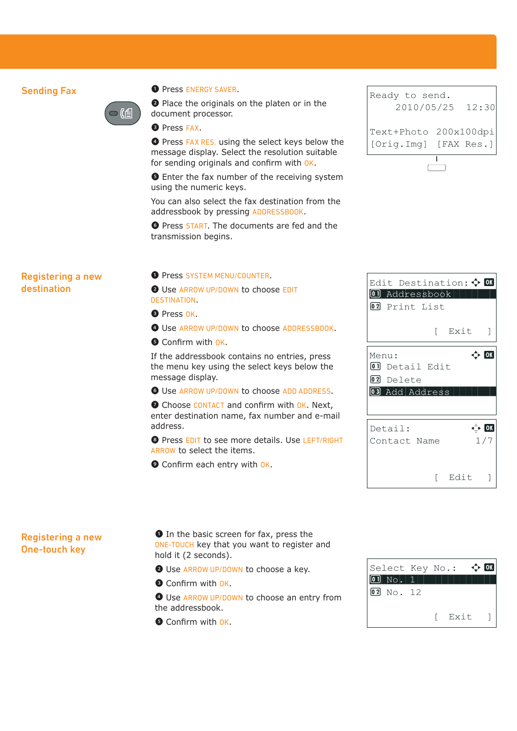## Sending Fax

1. Press ENERGY SAVER.
2. Place the originals on the platen or in the document processor.
3. Press FAX.
4. Press FAX RES. using the select keys below the message display. Select the resolution suitable for sending originals and confirm with OK.
5. Enter the fax number of the receiving system using the numeric keys.

   You can also select the fax destination from the addressbook by pressing ADDRESSBOOK.
6. Press START. The documents are fed and the transmission begins.

```
Ready to send.
    2010/05/25   12:30

Text+Photo  200x100dpi
[Orig.Img]  [FAX Res.]
```

## Registering a new destination

1. Press SYSTEM MENU/COUNTER.
2. Use ARROW UP/DOWN to choose EDIT DESTINATION.
3. Press OK.
4. Use ARROW UP/DOWN to choose ADDRESSBOOK.
5. Confirm with OK.

   If the addressbook contains no entries, press the menu key using the select keys below the message display.
6. Use ARROW UP/DOWN to choose ADD ADDRESS.
7. Choose CONTACT and confirm with OK. Next, enter destination name, fax number and e-mail address.
8. Press EDIT to see more details. Use LEFT/RIGHT ARROW to select the items.
9. Confirm each entry with OK.

```
Edit Destination:  OK
01 Addressbook
02 Print List

             [ Exit ]
```

```
Menu:              OK
01 Detail Edit
02 Delete
03 Add Address
```

```
Detail:            OK
Contact Name      1/7

             [ Edit ]
```

## Registering a new One-touch key

1. In the basic screen for fax, press the ONE-TOUCH key that you want to register and hold it (2 seconds).
2. Use ARROW UP/DOWN to choose a key.
3. Confirm with OK.
4. Use ARROW UP/DOWN to choose an entry from the addressbook.
5. Confirm with OK.

```
Select Key No.:    OK
01 No. 1
02 No. 12

             [ Exit ]
```